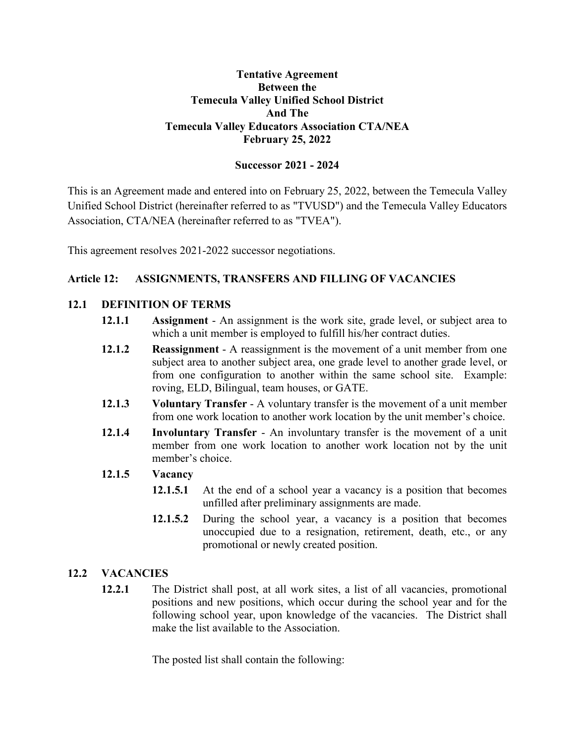**Tentative Agreement**
**Between the**
**Temecula Valley Unified School District**
**And The**
**Temecula Valley Educators Association CTA/NEA**
**February 25, 2022**

**Successor 2021 - 2024**

This is an Agreement made and entered into on February 25, 2022, between the Temecula Valley Unified School District (hereinafter referred to as "TVUSD") and the Temecula Valley Educators Association, CTA/NEA (hereinafter referred to as "TVEA").

This agreement resolves 2021-2022 successor negotiations.

## Article 12: ASSIGNMENTS, TRANSFERS AND FILLING OF VACANCIES

### 12.1 DEFINITION OF TERMS

**12.1.1** **Assignment** - An assignment is the work site, grade level, or subject area to which a unit member is employed to fulfill his/her contract duties.

**12.1.2** **Reassignment** - A reassignment is the movement of a unit member from one subject area to another subject area, one grade level to another grade level, or from one configuration to another within the same school site. Example: roving, ELD, Bilingual, team houses, or GATE.

**12.1.3** **Voluntary Transfer** - A voluntary transfer is the movement of a unit member from one work location to another work location by the unit member's choice.

**12.1.4** **Involuntary Transfer** - An involuntary transfer is the movement of a unit member from one work location to another work location not by the unit member's choice.

**12.1.5** **Vacancy**

**12.1.5.1** At the end of a school year a vacancy is a position that becomes unfilled after preliminary assignments are made.

**12.1.5.2** During the school year, a vacancy is a position that becomes unoccupied due to a resignation, retirement, death, etc., or any promotional or newly created position.

### 12.2 VACANCIES

**12.2.1** The District shall post, at all work sites, a list of all vacancies, promotional positions and new positions, which occur during the school year and for the following school year, upon knowledge of the vacancies. The District shall make the list available to the Association.

The posted list shall contain the following: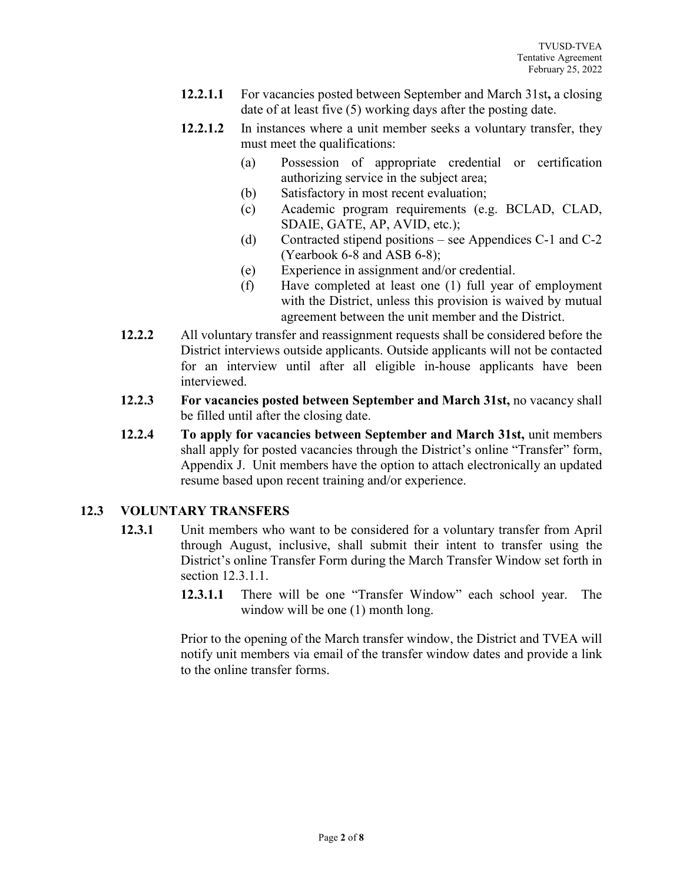**12.2.1.1** For vacancies posted between September and March 31st**,** a closing date of at least five (5) working days after the posting date.

**12.2.1.2** In instances where a unit member seeks a voluntary transfer, they must meet the qualifications:

(a) Possession of appropriate credential or certification authorizing service in the subject area;

(b) Satisfactory in most recent evaluation;

(c) Academic program requirements (e.g. BCLAD, CLAD, SDAIE, GATE, AP, AVID, etc.);

(d) Contracted stipend positions – see Appendices C-1 and C-2 (Yearbook 6-8 and ASB 6-8);

(e) Experience in assignment and/or credential.

(f) Have completed at least one (1) full year of employment with the District, unless this provision is waived by mutual agreement between the unit member and the District.

**12.2.2** All voluntary transfer and reassignment requests shall be considered before the District interviews outside applicants. Outside applicants will not be contacted for an interview until after all eligible in-house applicants have been interviewed.

**12.2.3** **For vacancies posted between September and March 31st,** no vacancy shall be filled until after the closing date.

**12.2.4** **To apply for vacancies between September and March 31st,** unit members shall apply for posted vacancies through the District's online "Transfer" form, Appendix J. Unit members have the option to attach electronically an updated resume based upon recent training and/or experience.

## 12.3 VOLUNTARY TRANSFERS

**12.3.1** Unit members who want to be considered for a voluntary transfer from April through August, inclusive, shall submit their intent to transfer using the District's online Transfer Form during the March Transfer Window set forth in section 12.3.1.1.

**12.3.1.1** There will be one "Transfer Window" each school year. The window will be one (1) month long.

Prior to the opening of the March transfer window, the District and TVEA will notify unit members via email of the transfer window dates and provide a link to the online transfer forms.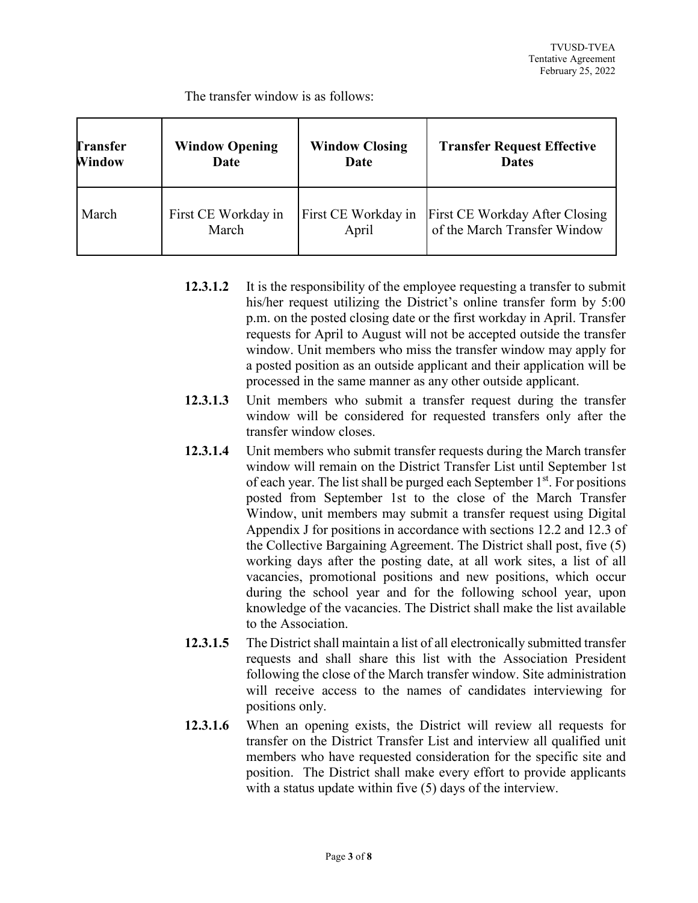The transfer window is as follows:

| Transfer Window | Window Opening Date | Window Closing Date | Transfer Request Effective Dates |
|---|---|---|---|
| March | First CE Workday in March | First CE Workday in April | First CE Workday After Closing of the March Transfer Window |

**12.3.1.2** It is the responsibility of the employee requesting a transfer to submit his/her request utilizing the District's online transfer form by 5:00 p.m. on the posted closing date or the first workday in April. Transfer requests for April to August will not be accepted outside the transfer window. Unit members who miss the transfer window may apply for a posted position as an outside applicant and their application will be processed in the same manner as any other outside applicant.

**12.3.1.3** Unit members who submit a transfer request during the transfer window will be considered for requested transfers only after the transfer window closes.

**12.3.1.4** Unit members who submit transfer requests during the March transfer window will remain on the District Transfer List until September 1st of each year. The list shall be purged each September 1st. For positions posted from September 1st to the close of the March Transfer Window, unit members may submit a transfer request using Digital Appendix J for positions in accordance with sections 12.2 and 12.3 of the Collective Bargaining Agreement. The District shall post, five (5) working days after the posting date, at all work sites, a list of all vacancies, promotional positions and new positions, which occur during the school year and for the following school year, upon knowledge of the vacancies. The District shall make the list available to the Association.

**12.3.1.5** The District shall maintain a list of all electronically submitted transfer requests and shall share this list with the Association President following the close of the March transfer window. Site administration will receive access to the names of candidates interviewing for positions only.

**12.3.1.6** When an opening exists, the District will review all requests for transfer on the District Transfer List and interview all qualified unit members who have requested consideration for the specific site and position. The District shall make every effort to provide applicants with a status update within five (5) days of the interview.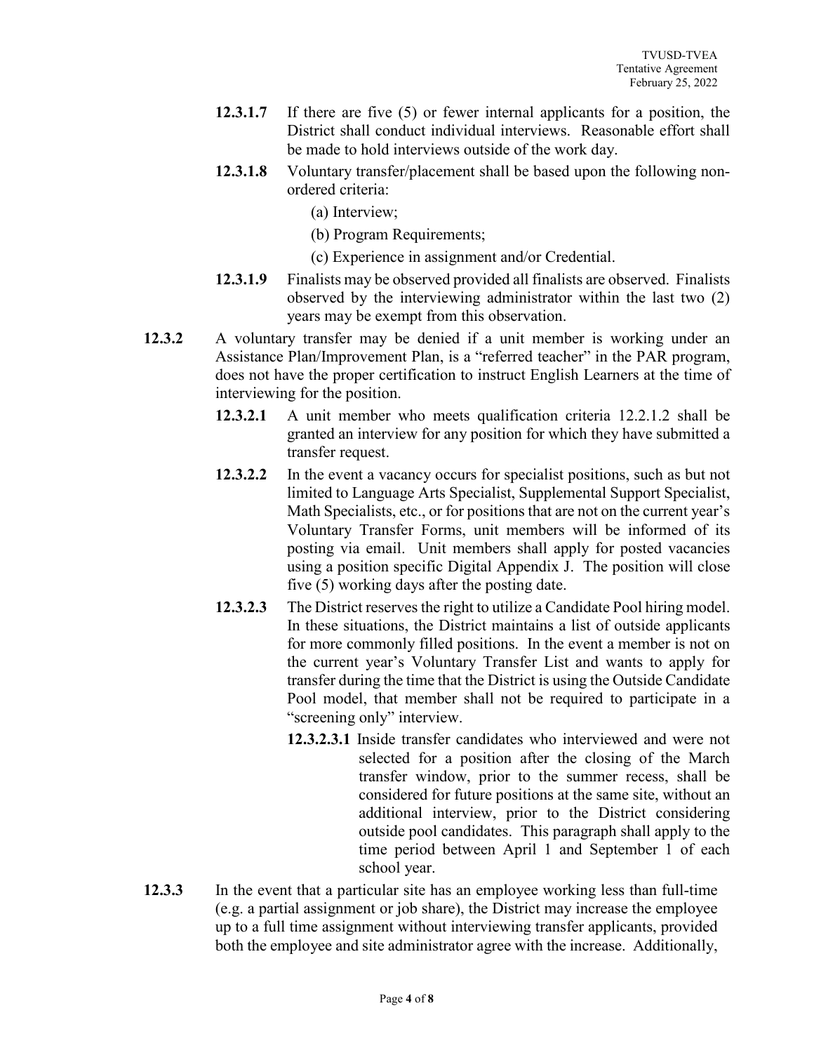**12.3.1.7** If there are five (5) or fewer internal applicants for a position, the District shall conduct individual interviews. Reasonable effort shall be made to hold interviews outside of the work day.

**12.3.1.8** Voluntary transfer/placement shall be based upon the following non-ordered criteria:

(a) Interview;

(b) Program Requirements;

(c) Experience in assignment and/or Credential.

**12.3.1.9** Finalists may be observed provided all finalists are observed. Finalists observed by the interviewing administrator within the last two (2) years may be exempt from this observation.

**12.3.2** A voluntary transfer may be denied if a unit member is working under an Assistance Plan/Improvement Plan, is a "referred teacher" in the PAR program, does not have the proper certification to instruct English Learners at the time of interviewing for the position.

**12.3.2.1** A unit member who meets qualification criteria 12.2.1.2 shall be granted an interview for any position for which they have submitted a transfer request.

**12.3.2.2** In the event a vacancy occurs for specialist positions, such as but not limited to Language Arts Specialist, Supplemental Support Specialist, Math Specialists, etc., or for positions that are not on the current year's Voluntary Transfer Forms, unit members will be informed of its posting via email. Unit members shall apply for posted vacancies using a position specific Digital Appendix J. The position will close five (5) working days after the posting date.

**12.3.2.3** The District reserves the right to utilize a Candidate Pool hiring model. In these situations, the District maintains a list of outside applicants for more commonly filled positions. In the event a member is not on the current year's Voluntary Transfer List and wants to apply for transfer during the time that the District is using the Outside Candidate Pool model, that member shall not be required to participate in a "screening only" interview.

**12.3.2.3.1** Inside transfer candidates who interviewed and were not selected for a position after the closing of the March transfer window, prior to the summer recess, shall be considered for future positions at the same site, without an additional interview, prior to the District considering outside pool candidates. This paragraph shall apply to the time period between April 1 and September 1 of each school year.

**12.3.3** In the event that a particular site has an employee working less than full-time (e.g. a partial assignment or job share), the District may increase the employee up to a full time assignment without interviewing transfer applicants, provided both the employee and site administrator agree with the increase. Additionally,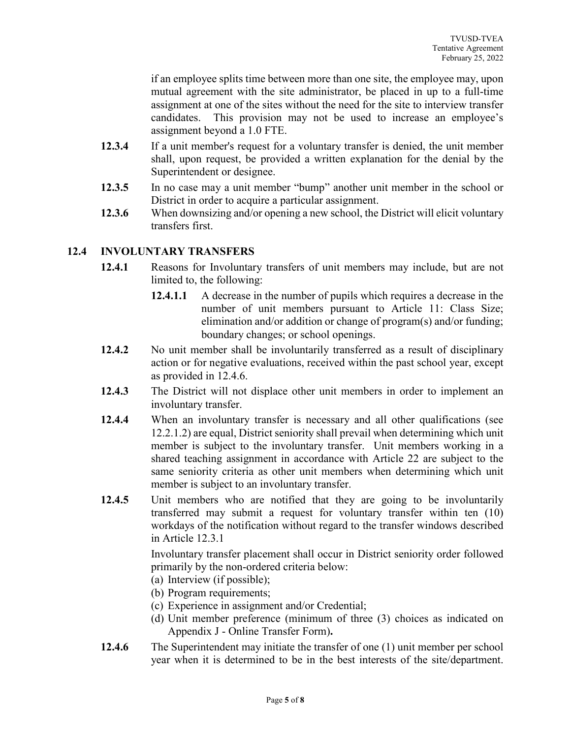if an employee splits time between more than one site, the employee may, upon mutual agreement with the site administrator, be placed in up to a full-time assignment at one of the sites without the need for the site to interview transfer candidates. This provision may not be used to increase an employee's assignment beyond a 1.0 FTE.

**12.3.4** If a unit member's request for a voluntary transfer is denied, the unit member shall, upon request, be provided a written explanation for the denial by the Superintendent or designee.

**12.3.5** In no case may a unit member "bump" another unit member in the school or District in order to acquire a particular assignment.

**12.3.6** When downsizing and/or opening a new school, the District will elicit voluntary transfers first.

## 12.4 INVOLUNTARY TRANSFERS

**12.4.1** Reasons for Involuntary transfers of unit members may include, but are not limited to, the following:

**12.4.1.1** A decrease in the number of pupils which requires a decrease in the number of unit members pursuant to Article 11: Class Size; elimination and/or addition or change of program(s) and/or funding; boundary changes; or school openings.

**12.4.2** No unit member shall be involuntarily transferred as a result of disciplinary action or for negative evaluations, received within the past school year, except as provided in 12.4.6.

**12.4.3** The District will not displace other unit members in order to implement an involuntary transfer.

**12.4.4** When an involuntary transfer is necessary and all other qualifications (see 12.2.1.2) are equal, District seniority shall prevail when determining which unit member is subject to the involuntary transfer. Unit members working in a shared teaching assignment in accordance with Article 22 are subject to the same seniority criteria as other unit members when determining which unit member is subject to an involuntary transfer.

**12.4.5** Unit members who are notified that they are going to be involuntarily transferred may submit a request for voluntary transfer within ten (10) workdays of the notification without regard to the transfer windows described in Article 12.3.1

Involuntary transfer placement shall occur in District seniority order followed primarily by the non-ordered criteria below:

(a) Interview (if possible);
(b) Program requirements;
(c) Experience in assignment and/or Credential;
(d) Unit member preference (minimum of three (3) choices as indicated on Appendix J - Online Transfer Form)**.**

**12.4.6** The Superintendent may initiate the transfer of one (1) unit member per school year when it is determined to be in the best interests of the site/department.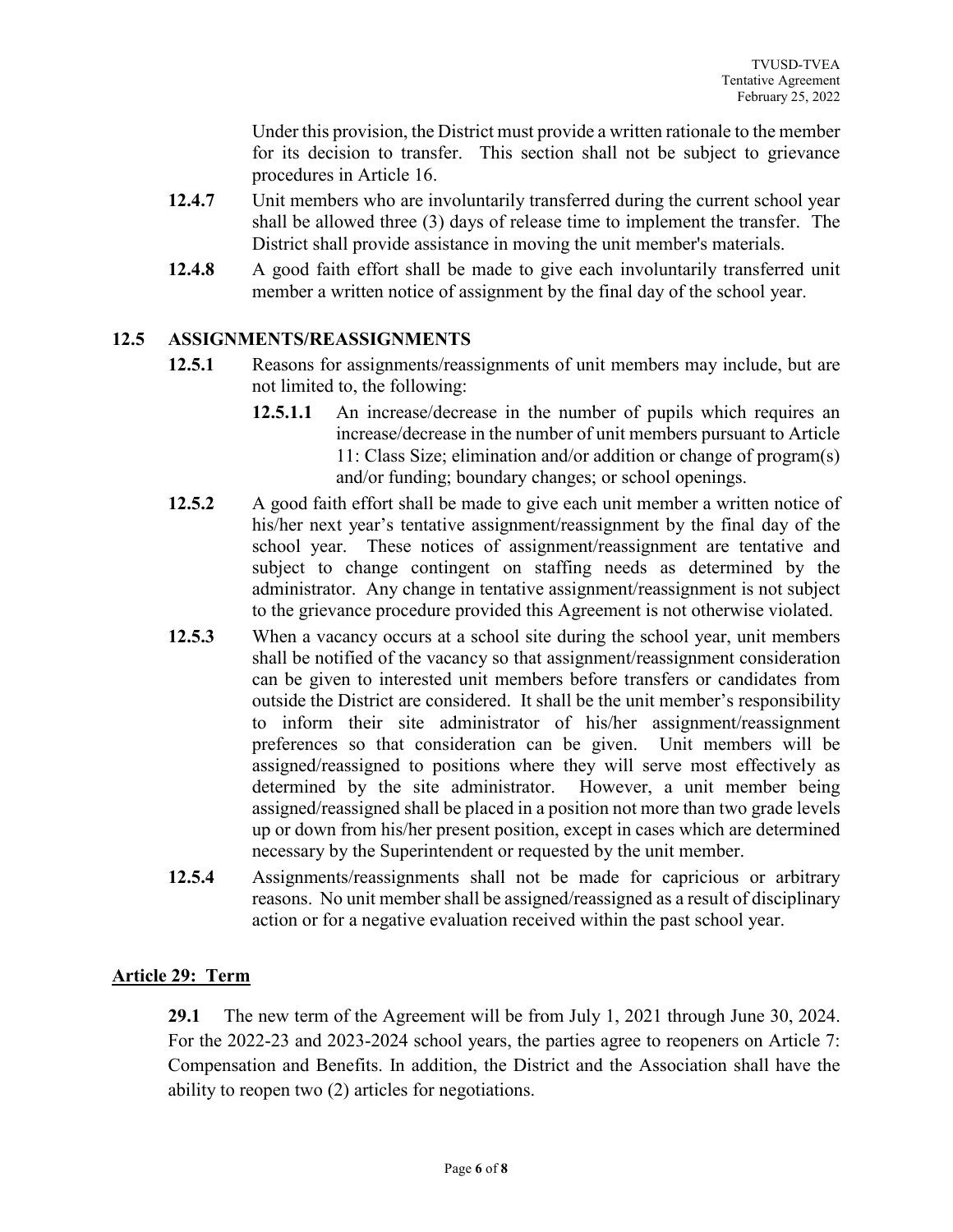Under this provision, the District must provide a written rationale to the member for its decision to transfer. This section shall not be subject to grievance procedures in Article 16.

**12.4.7** Unit members who are involuntarily transferred during the current school year shall be allowed three (3) days of release time to implement the transfer. The District shall provide assistance in moving the unit member's materials.

**12.4.8** A good faith effort shall be made to give each involuntarily transferred unit member a written notice of assignment by the final day of the school year.

### 12.5 ASSIGNMENTS/REASSIGNMENTS

**12.5.1** Reasons for assignments/reassignments of unit members may include, but are not limited to, the following:

**12.5.1.1** An increase/decrease in the number of pupils which requires an increase/decrease in the number of unit members pursuant to Article 11: Class Size; elimination and/or addition or change of program(s) and/or funding; boundary changes; or school openings.

**12.5.2** A good faith effort shall be made to give each unit member a written notice of his/her next year's tentative assignment/reassignment by the final day of the school year. These notices of assignment/reassignment are tentative and subject to change contingent on staffing needs as determined by the administrator. Any change in tentative assignment/reassignment is not subject to the grievance procedure provided this Agreement is not otherwise violated.

**12.5.3** When a vacancy occurs at a school site during the school year, unit members shall be notified of the vacancy so that assignment/reassignment consideration can be given to interested unit members before transfers or candidates from outside the District are considered. It shall be the unit member's responsibility to inform their site administrator of his/her assignment/reassignment preferences so that consideration can be given. Unit members will be assigned/reassigned to positions where they will serve most effectively as determined by the site administrator. However, a unit member being assigned/reassigned shall be placed in a position not more than two grade levels up or down from his/her present position, except in cases which are determined necessary by the Superintendent or requested by the unit member.

**12.5.4** Assignments/reassignments shall not be made for capricious or arbitrary reasons. No unit member shall be assigned/reassigned as a result of disciplinary action or for a negative evaluation received within the past school year.

## Article 29: Term

**29.1** The new term of the Agreement will be from July 1, 2021 through June 30, 2024. For the 2022-23 and 2023-2024 school years, the parties agree to reopeners on Article 7: Compensation and Benefits. In addition, the District and the Association shall have the ability to reopen two (2) articles for negotiations.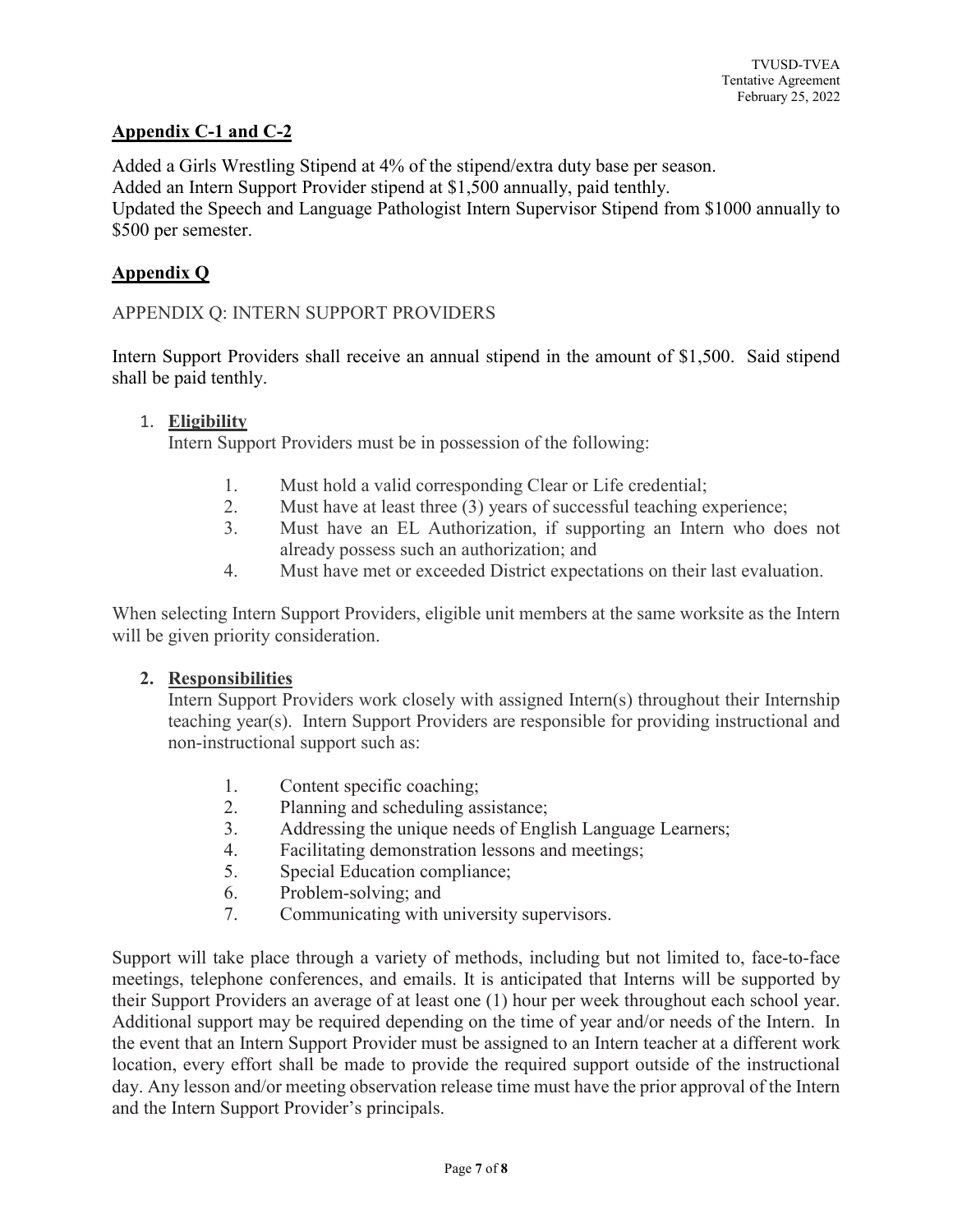## Appendix C-1 and C-2

Added a Girls Wrestling Stipend at 4% of the stipend/extra duty base per season.
Added an Intern Support Provider stipend at $1,500 annually, paid tenthly.
Updated the Speech and Language Pathologist Intern Supervisor Stipend from $1000 annually to $500 per semester.

## Appendix Q

APPENDIX Q: INTERN SUPPORT PROVIDERS

Intern Support Providers shall receive an annual stipend in the amount of $1,500. Said stipend shall be paid tenthly.

1. **Eligibility**

   Intern Support Providers must be in possession of the following:

   1. Must hold a valid corresponding Clear or Life credential;
   2. Must have at least three (3) years of successful teaching experience;
   3. Must have an EL Authorization, if supporting an Intern who does not already possess such an authorization; and
   4. Must have met or exceeded District expectations on their last evaluation.

When selecting Intern Support Providers, eligible unit members at the same worksite as the Intern will be given priority consideration.

2. **Responsibilities**

   Intern Support Providers work closely with assigned Intern(s) throughout their Internship teaching year(s). Intern Support Providers are responsible for providing instructional and non-instructional support such as:

   1. Content specific coaching;
   2. Planning and scheduling assistance;
   3. Addressing the unique needs of English Language Learners;
   4. Facilitating demonstration lessons and meetings;
   5. Special Education compliance;
   6. Problem-solving; and
   7. Communicating with university supervisors.

Support will take place through a variety of methods, including but not limited to, face-to-face meetings, telephone conferences, and emails. It is anticipated that Interns will be supported by their Support Providers an average of at least one (1) hour per week throughout each school year. Additional support may be required depending on the time of year and/or needs of the Intern. In the event that an Intern Support Provider must be assigned to an Intern teacher at a different work location, every effort shall be made to provide the required support outside of the instructional day. Any lesson and/or meeting observation release time must have the prior approval of the Intern and the Intern Support Provider's principals.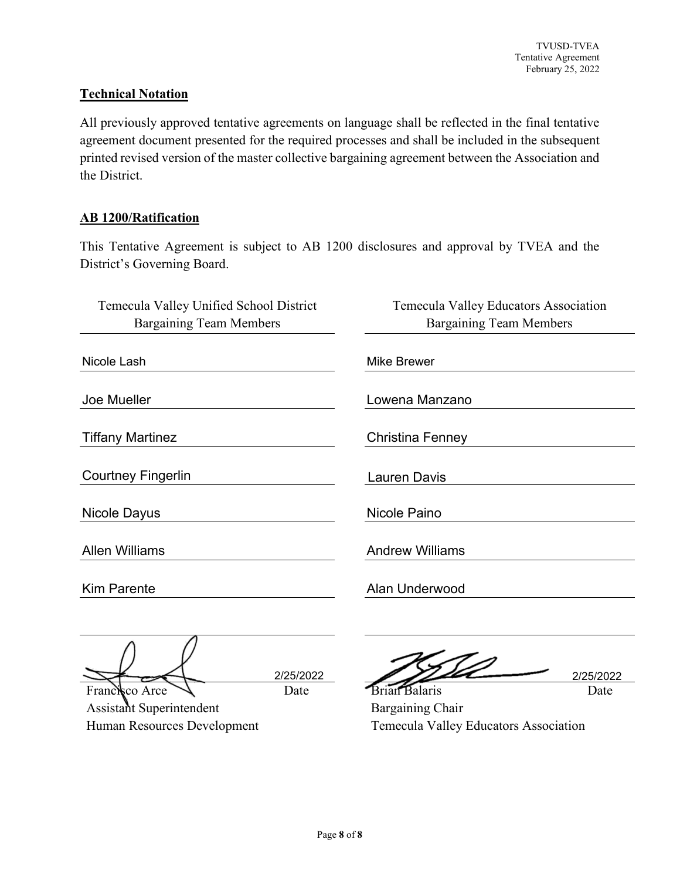## Technical Notation

All previously approved tentative agreements on language shall be reflected in the final tentative agreement document presented for the required processes and shall be included in the subsequent printed revised version of the master collective bargaining agreement between the Association and the District.

## AB 1200/Ratification

This Tentative Agreement is subject to AB 1200 disclosures and approval by TVEA and the District's Governing Board.

| Temecula Valley Unified School District Bargaining Team Members | Temecula Valley Educators Association Bargaining Team Members |
|---|---|
| Nicole Lash | Mike Brewer |
| Joe Mueller | Lowena Manzano |
| Tiffany Martinez | Christina Fenney |
| Courtney Fingerlin | Lauren Davis |
| Nicole Dayus | Nicole Paino |
| Allen Williams | Andrew Williams |
| Kim Parente | Alan Underwood |

| | | | |
|---|---|---|---|
| Francisco Arce<br>Assistant Superintendent<br>Human Resources Development | 2/25/2022<br>Date | Brian Balaris<br>Bargaining Chair<br>Temecula Valley Educators Association | 2/25/2022<br>Date |